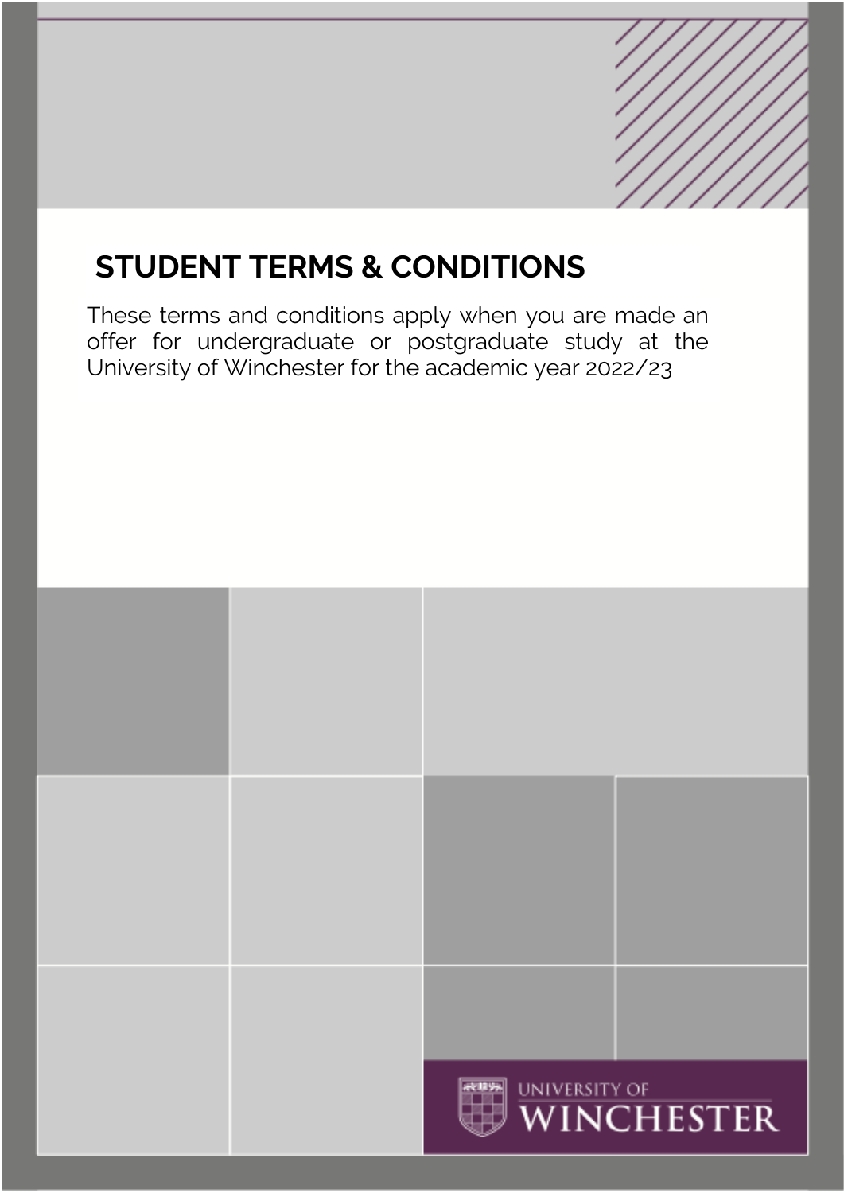# STUDENT TERMS & CONDITIONS

These terms and conditions apply when you are made an offer for undergraduate or postgraduate study at the University of Winchester for the academic year 2022/23

UNIVERSITY OF WINCHESTER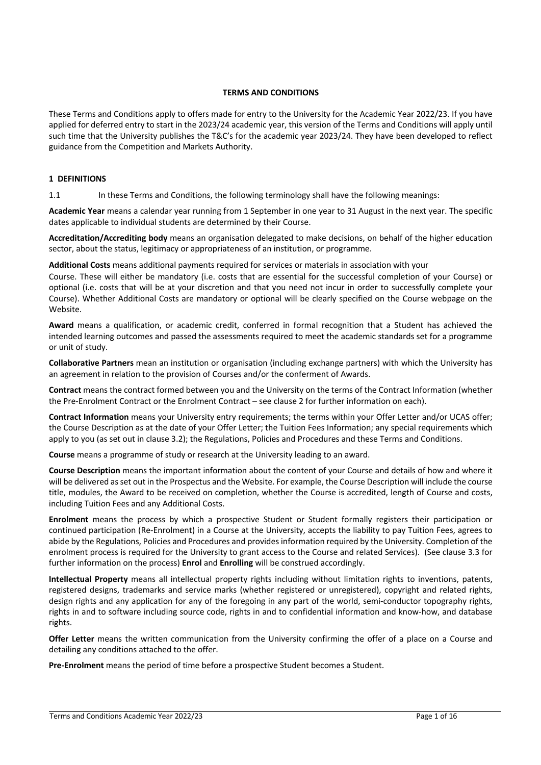**TERMS AND CONDITIONS**

These Terms and Conditions apply to offers made for entry to the University for the Academic Year 2022/23. If you have applied for deferred entry to start in the 2023/24 academic year, this version of the Terms and Conditions will apply until such time that the University publishes the T&C's for the academic year 2023/24. They have been developed to reflect guidance from the Competition and Markets Authority.

## 1 DEFINITIONS

1.1 In these Terms and Conditions, the following terminology shall have the following meanings:

**Academic Year** means a calendar year running from 1 September in one year to 31 August in the next year. The specific dates applicable to individual students are determined by their Course.

**Accreditation/Accrediting body** means an organisation delegated to make decisions, on behalf of the higher education sector, about the status, legitimacy or appropriateness of an institution, or programme.

**Additional Costs** means additional payments required for services or materials in association with your Course. These will either be mandatory (i.e. costs that are essential for the successful completion of your Course) or optional (i.e. costs that will be at your discretion and that you need not incur in order to successfully complete your Course). Whether Additional Costs are mandatory or optional will be clearly specified on the Course webpage on the Website.

**Award** means a qualification, or academic credit, conferred in formal recognition that a Student has achieved the intended learning outcomes and passed the assessments required to meet the academic standards set for a programme or unit of study.

**Collaborative Partners** mean an institution or organisation (including exchange partners) with which the University has an agreement in relation to the provision of Courses and/or the conferment of Awards.

**Contract** means the contract formed between you and the University on the terms of the Contract Information (whether the Pre-Enrolment Contract or the Enrolment Contract – see clause 2 for further information on each).

**Contract Information** means your University entry requirements; the terms within your Offer Letter and/or UCAS offer; the Course Description as at the date of your Offer Letter; the Tuition Fees Information; any special requirements which apply to you (as set out in clause 3.2); the Regulations, Policies and Procedures and these Terms and Conditions.

**Course** means a programme of study or research at the University leading to an award.

**Course Description** means the important information about the content of your Course and details of how and where it will be delivered as set out in the Prospectus and the Website. For example, the Course Description will include the course title, modules, the Award to be received on completion, whether the Course is accredited, length of Course and costs, including Tuition Fees and any Additional Costs.

**Enrolment** means the process by which a prospective Student or Student formally registers their participation or continued participation (Re-Enrolment) in a Course at the University, accepts the liability to pay Tuition Fees, agrees to abide by the Regulations, Policies and Procedures and provides information required by the University. Completion of the enrolment process is required for the University to grant access to the Course and related Services). (See clause 3.3 for further information on the process) **Enrol** and **Enrolling** will be construed accordingly.

**Intellectual Property** means all intellectual property rights including without limitation rights to inventions, patents, registered designs, trademarks and service marks (whether registered or unregistered), copyright and related rights, design rights and any application for any of the foregoing in any part of the world, semi-conductor topography rights, rights in and to software including source code, rights in and to confidential information and know-how, and database rights.

**Offer Letter** means the written communication from the University confirming the offer of a place on a Course and detailing any conditions attached to the offer.

**Pre-Enrolment** means the period of time before a prospective Student becomes a Student.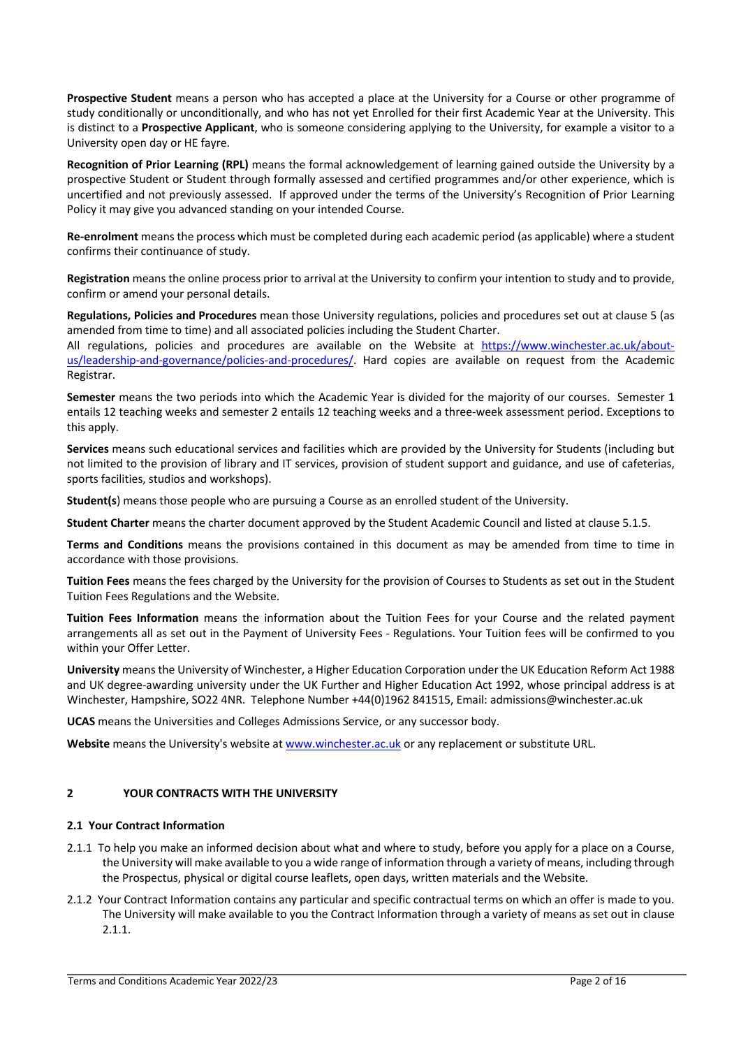**Prospective Student** means a person who has accepted a place at the University for a Course or other programme of study conditionally or unconditionally, and who has not yet Enrolled for their first Academic Year at the University. This is distinct to a **Prospective Applicant**, who is someone considering applying to the University, for example a visitor to a University open day or HE fayre.

**Recognition of Prior Learning (RPL)** means the formal acknowledgement of learning gained outside the University by a prospective Student or Student through formally assessed and certified programmes and/or other experience, which is uncertified and not previously assessed. If approved under the terms of the University's Recognition of Prior Learning Policy it may give you advanced standing on your intended Course.

**Re-enrolment** means the process which must be completed during each academic period (as applicable) where a student confirms their continuance of study.

**Registration** means the online process prior to arrival at the University to confirm your intention to study and to provide, confirm or amend your personal details.

**Regulations, Policies and Procedures** mean those University regulations, policies and procedures set out at clause 5 (as amended from time to time) and all associated policies including the Student Charter.
All regulations, policies and procedures are available on the Website at https://www.winchester.ac.uk/about-us/leadership-and-governance/policies-and-procedures/. Hard copies are available on request from the Academic Registrar.

**Semester** means the two periods into which the Academic Year is divided for the majority of our courses. Semester 1 entails 12 teaching weeks and semester 2 entails 12 teaching weeks and a three-week assessment period. Exceptions to this apply.

**Services** means such educational services and facilities which are provided by the University for Students (including but not limited to the provision of library and IT services, provision of student support and guidance, and use of cafeterias, sports facilities, studios and workshops).

**Student(s**) means those people who are pursuing a Course as an enrolled student of the University.

**Student Charter** means the charter document approved by the Student Academic Council and listed at clause 5.1.5.

**Terms and Conditions** means the provisions contained in this document as may be amended from time to time in accordance with those provisions.

**Tuition Fees** means the fees charged by the University for the provision of Courses to Students as set out in the Student Tuition Fees Regulations and the Website.

**Tuition Fees Information** means the information about the Tuition Fees for your Course and the related payment arrangements all as set out in the Payment of University Fees - Regulations. Your Tuition fees will be confirmed to you within your Offer Letter.

**University** means the University of Winchester, a Higher Education Corporation under the UK Education Reform Act 1988 and UK degree-awarding university under the UK Further and Higher Education Act 1992, whose principal address is at Winchester, Hampshire, SO22 4NR. Telephone Number +44(0)1962 841515, Email: admissions@winchester.ac.uk

**UCAS** means the Universities and Colleges Admissions Service, or any successor body.

**Website** means the University's website at www.winchester.ac.uk or any replacement or substitute URL.

## 2 YOUR CONTRACTS WITH THE UNIVERSITY

### 2.1 Your Contract Information

2.1.1 To help you make an informed decision about what and where to study, before you apply for a place on a Course, the University will make available to you a wide range of information through a variety of means, including through the Prospectus, physical or digital course leaflets, open days, written materials and the Website.

2.1.2 Your Contract Information contains any particular and specific contractual terms on which an offer is made to you. The University will make available to you the Contract Information through a variety of means as set out in clause 2.1.1.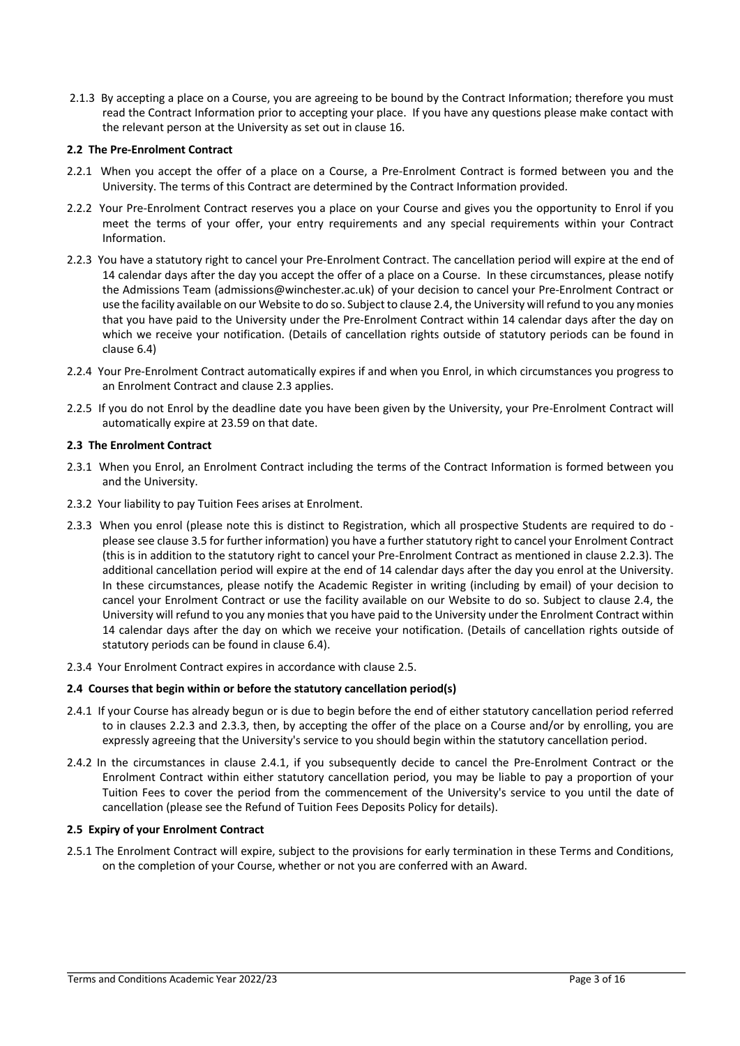2.1.3 By accepting a place on a Course, you are agreeing to be bound by the Contract Information; therefore you must read the Contract Information prior to accepting your place. If you have any questions please make contact with the relevant person at the University as set out in clause 16.

**2.2 The Pre-Enrolment Contract**

2.2.1 When you accept the offer of a place on a Course, a Pre-Enrolment Contract is formed between you and the University. The terms of this Contract are determined by the Contract Information provided.

2.2.2 Your Pre-Enrolment Contract reserves you a place on your Course and gives you the opportunity to Enrol if you meet the terms of your offer, your entry requirements and any special requirements within your Contract Information.

2.2.3 You have a statutory right to cancel your Pre-Enrolment Contract. The cancellation period will expire at the end of 14 calendar days after the day you accept the offer of a place on a Course. In these circumstances, please notify the Admissions Team (admissions@winchester.ac.uk) of your decision to cancel your Pre-Enrolment Contract or use the facility available on our Website to do so. Subject to clause 2.4, the University will refund to you any monies that you have paid to the University under the Pre-Enrolment Contract within 14 calendar days after the day on which we receive your notification. (Details of cancellation rights outside of statutory periods can be found in clause 6.4)

2.2.4 Your Pre-Enrolment Contract automatically expires if and when you Enrol, in which circumstances you progress to an Enrolment Contract and clause 2.3 applies.

2.2.5 If you do not Enrol by the deadline date you have been given by the University, your Pre-Enrolment Contract will automatically expire at 23.59 on that date.

**2.3 The Enrolment Contract**

2.3.1 When you Enrol, an Enrolment Contract including the terms of the Contract Information is formed between you and the University.

2.3.2 Your liability to pay Tuition Fees arises at Enrolment.

2.3.3 When you enrol (please note this is distinct to Registration, which all prospective Students are required to do - please see clause 3.5 for further information) you have a further statutory right to cancel your Enrolment Contract (this is in addition to the statutory right to cancel your Pre-Enrolment Contract as mentioned in clause 2.2.3). The additional cancellation period will expire at the end of 14 calendar days after the day you enrol at the University. In these circumstances, please notify the Academic Register in writing (including by email) of your decision to cancel your Enrolment Contract or use the facility available on our Website to do so. Subject to clause 2.4, the University will refund to you any monies that you have paid to the University under the Enrolment Contract within 14 calendar days after the day on which we receive your notification. (Details of cancellation rights outside of statutory periods can be found in clause 6.4).

2.3.4 Your Enrolment Contract expires in accordance with clause 2.5.

**2.4 Courses that begin within or before the statutory cancellation period(s)**

2.4.1 If your Course has already begun or is due to begin before the end of either statutory cancellation period referred to in clauses 2.2.3 and 2.3.3, then, by accepting the offer of the place on a Course and/or by enrolling, you are expressly agreeing that the University's service to you should begin within the statutory cancellation period.

2.4.2 In the circumstances in clause 2.4.1, if you subsequently decide to cancel the Pre-Enrolment Contract or the Enrolment Contract within either statutory cancellation period, you may be liable to pay a proportion of your Tuition Fees to cover the period from the commencement of the University's service to you until the date of cancellation (please see the Refund of Tuition Fees Deposits Policy for details).

**2.5 Expiry of your Enrolment Contract**

2.5.1 The Enrolment Contract will expire, subject to the provisions for early termination in these Terms and Conditions, on the completion of your Course, whether or not you are conferred with an Award.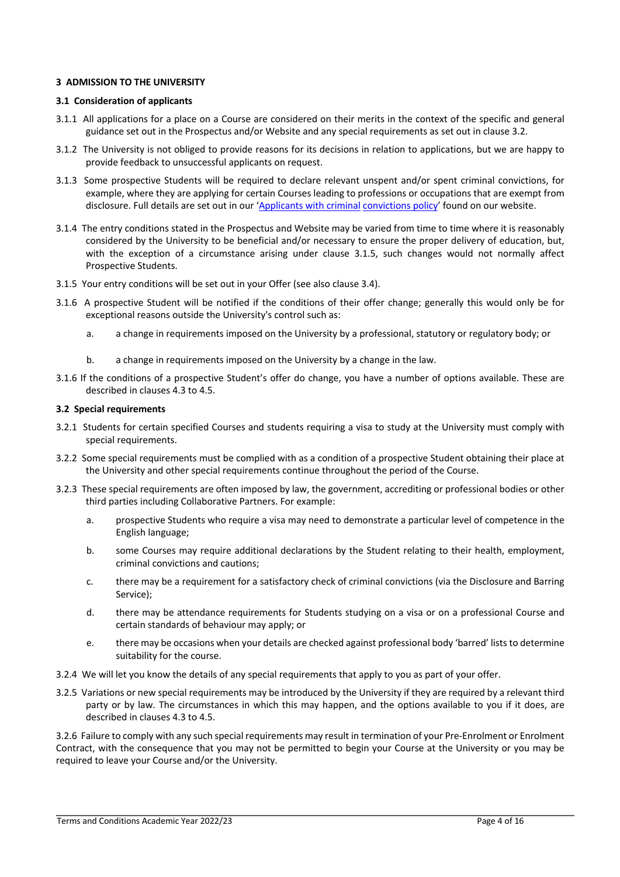### 3 ADMISSION TO THE UNIVERSITY

#### 3.1 Consideration of applicants

3.1.1 All applications for a place on a Course are considered on their merits in the context of the specific and general guidance set out in the Prospectus and/or Website and any special requirements as set out in clause 3.2.

3.1.2 The University is not obliged to provide reasons for its decisions in relation to applications, but we are happy to provide feedback to unsuccessful applicants on request.

3.1.3 Some prospective Students will be required to declare relevant unspent and/or spent criminal convictions, for example, where they are applying for certain Courses leading to professions or occupations that are exempt from disclosure. Full details are set out in our 'Applicants with criminal convictions policy' found on our website.

3.1.4 The entry conditions stated in the Prospectus and Website may be varied from time to time where it is reasonably considered by the University to be beneficial and/or necessary to ensure the proper delivery of education, but, with the exception of a circumstance arising under clause 3.1.5, such changes would not normally affect Prospective Students.

3.1.5 Your entry conditions will be set out in your Offer (see also clause 3.4).

3.1.6 A prospective Student will be notified if the conditions of their offer change; generally this would only be for exceptional reasons outside the University's control such as:

a. a change in requirements imposed on the University by a professional, statutory or regulatory body; or

b. a change in requirements imposed on the University by a change in the law.

3.1.6 If the conditions of a prospective Student's offer do change, you have a number of options available. These are described in clauses 4.3 to 4.5.

#### 3.2 Special requirements

3.2.1 Students for certain specified Courses and students requiring a visa to study at the University must comply with special requirements.

3.2.2 Some special requirements must be complied with as a condition of a prospective Student obtaining their place at the University and other special requirements continue throughout the period of the Course.

3.2.3 These special requirements are often imposed by law, the government, accrediting or professional bodies or other third parties including Collaborative Partners. For example:

a. prospective Students who require a visa may need to demonstrate a particular level of competence in the English language;

b. some Courses may require additional declarations by the Student relating to their health, employment, criminal convictions and cautions;

c. there may be a requirement for a satisfactory check of criminal convictions (via the Disclosure and Barring Service);

d. there may be attendance requirements for Students studying on a visa or on a professional Course and certain standards of behaviour may apply; or

e. there may be occasions when your details are checked against professional body 'barred' lists to determine suitability for the course.

3.2.4 We will let you know the details of any special requirements that apply to you as part of your offer.

3.2.5 Variations or new special requirements may be introduced by the University if they are required by a relevant third party or by law. The circumstances in which this may happen, and the options available to you if it does, are described in clauses 4.3 to 4.5.

3.2.6 Failure to comply with any such special requirements may result in termination of your Pre-Enrolment or Enrolment Contract, with the consequence that you may not be permitted to begin your Course at the University or you may be required to leave your Course and/or the University.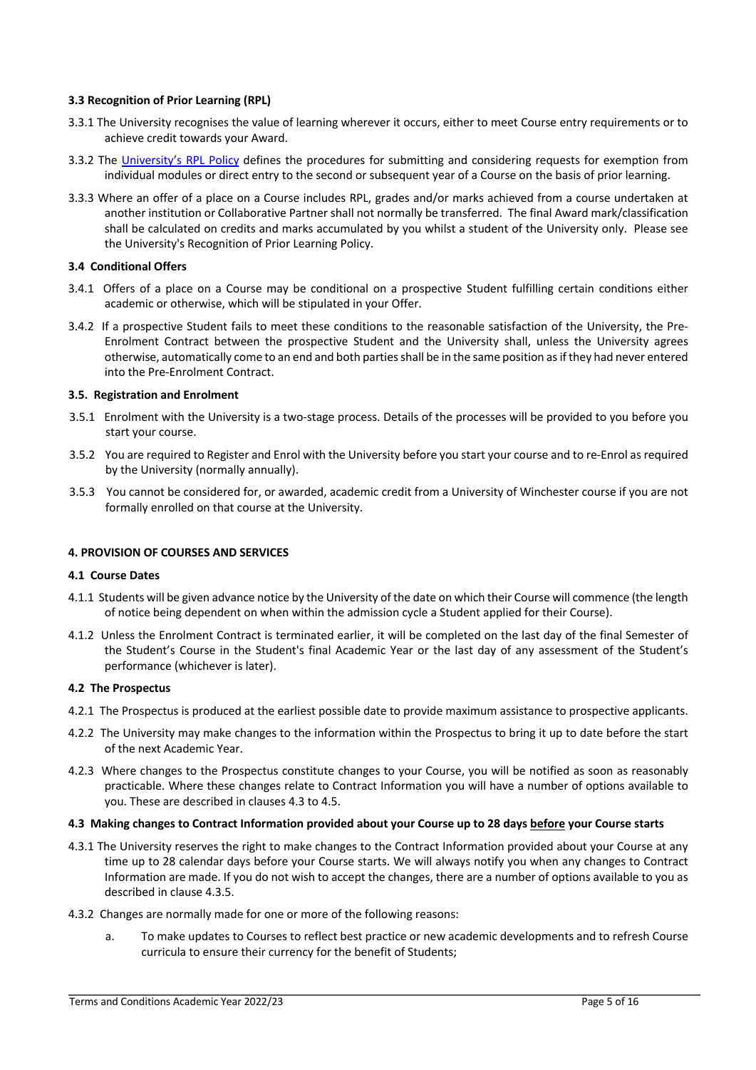### 3.3 Recognition of Prior Learning (RPL)

3.3.1 The University recognises the value of learning wherever it occurs, either to meet Course entry requirements or to achieve credit towards your Award.

3.3.2 The University's RPL Policy defines the procedures for submitting and considering requests for exemption from individual modules or direct entry to the second or subsequent year of a Course on the basis of prior learning.

3.3.3 Where an offer of a place on a Course includes RPL, grades and/or marks achieved from a course undertaken at another institution or Collaborative Partner shall not normally be transferred. The final Award mark/classification shall be calculated on credits and marks accumulated by you whilst a student of the University only. Please see the University's Recognition of Prior Learning Policy.

### 3.4 Conditional Offers

3.4.1 Offers of a place on a Course may be conditional on a prospective Student fulfilling certain conditions either academic or otherwise, which will be stipulated in your Offer.

3.4.2 If a prospective Student fails to meet these conditions to the reasonable satisfaction of the University, the Pre-Enrolment Contract between the prospective Student and the University shall, unless the University agrees otherwise, automatically come to an end and both parties shall be in the same position as if they had never entered into the Pre-Enrolment Contract.

### 3.5. Registration and Enrolment

3.5.1 Enrolment with the University is a two-stage process. Details of the processes will be provided to you before you start your course.

3.5.2 You are required to Register and Enrol with the University before you start your course and to re-Enrol as required by the University (normally annually).

3.5.3 You cannot be considered for, or awarded, academic credit from a University of Winchester course if you are not formally enrolled on that course at the University.

## 4. PROVISION OF COURSES AND SERVICES

### 4.1 Course Dates

4.1.1 Students will be given advance notice by the University of the date on which their Course will commence (the length of notice being dependent on when within the admission cycle a Student applied for their Course).

4.1.2 Unless the Enrolment Contract is terminated earlier, it will be completed on the last day of the final Semester of the Student's Course in the Student's final Academic Year or the last day of any assessment of the Student's performance (whichever is later).

### 4.2 The Prospectus

4.2.1 The Prospectus is produced at the earliest possible date to provide maximum assistance to prospective applicants.

4.2.2 The University may make changes to the information within the Prospectus to bring it up to date before the start of the next Academic Year.

4.2.3 Where changes to the Prospectus constitute changes to your Course, you will be notified as soon as reasonably practicable. Where these changes relate to Contract Information you will have a number of options available to you. These are described in clauses 4.3 to 4.5.

### 4.3 Making changes to Contract Information provided about your Course up to 28 days before your Course starts

4.3.1 The University reserves the right to make changes to the Contract Information provided about your Course at any time up to 28 calendar days before your Course starts. We will always notify you when any changes to Contract Information are made. If you do not wish to accept the changes, there are a number of options available to you as described in clause 4.3.5.

4.3.2 Changes are normally made for one or more of the following reasons:

a. To make updates to Courses to reflect best practice or new academic developments and to refresh Course curricula to ensure their currency for the benefit of Students;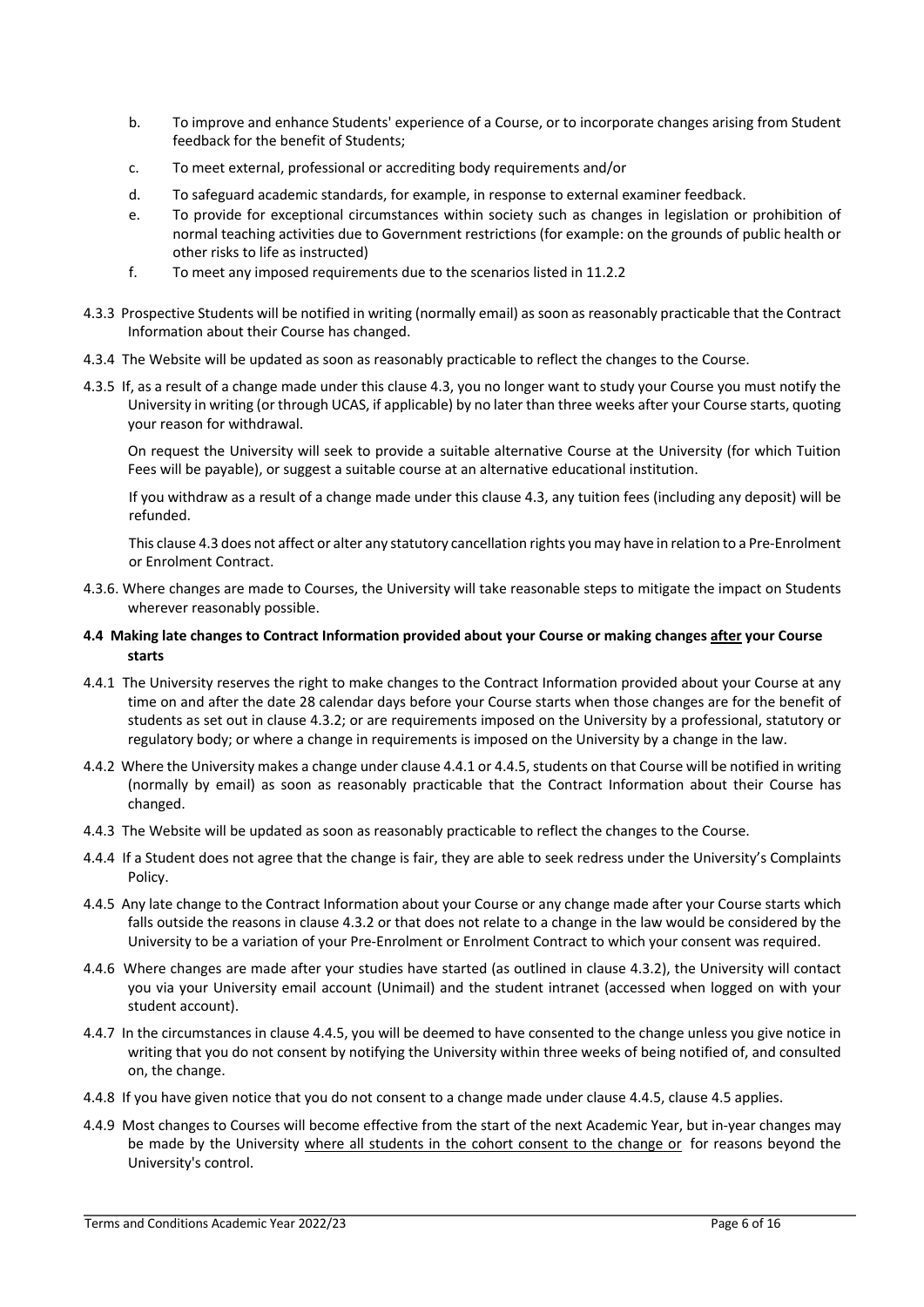b. To improve and enhance Students' experience of a Course, or to incorporate changes arising from Student feedback for the benefit of Students;

c. To meet external, professional or accrediting body requirements and/or

d. To safeguard academic standards, for example, in response to external examiner feedback.

e. To provide for exceptional circumstances within society such as changes in legislation or prohibition of normal teaching activities due to Government restrictions (for example: on the grounds of public health or other risks to life as instructed)

f. To meet any imposed requirements due to the scenarios listed in 11.2.2

4.3.3 Prospective Students will be notified in writing (normally email) as soon as reasonably practicable that the Contract Information about their Course has changed.

4.3.4 The Website will be updated as soon as reasonably practicable to reflect the changes to the Course.

4.3.5 If, as a result of a change made under this clause 4.3, you no longer want to study your Course you must notify the University in writing (or through UCAS, if applicable) by no later than three weeks after your Course starts, quoting your reason for withdrawal.

On request the University will seek to provide a suitable alternative Course at the University (for which Tuition Fees will be payable), or suggest a suitable course at an alternative educational institution.

If you withdraw as a result of a change made under this clause 4.3, any tuition fees (including any deposit) will be refunded.

This clause 4.3 does not affect or alter any statutory cancellation rights you may have in relation to a Pre-Enrolment or Enrolment Contract.

4.3.6. Where changes are made to Courses, the University will take reasonable steps to mitigate the impact on Students wherever reasonably possible.

**4.4 Making late changes to Contract Information provided about your Course or making changes <u>after</u> your Course starts**

4.4.1 The University reserves the right to make changes to the Contract Information provided about your Course at any time on and after the date 28 calendar days before your Course starts when those changes are for the benefit of students as set out in clause 4.3.2; or are requirements imposed on the University by a professional, statutory or regulatory body; or where a change in requirements is imposed on the University by a change in the law.

4.4.2 Where the University makes a change under clause 4.4.1 or 4.4.5, students on that Course will be notified in writing (normally by email) as soon as reasonably practicable that the Contract Information about their Course has changed.

4.4.3 The Website will be updated as soon as reasonably practicable to reflect the changes to the Course.

4.4.4 If a Student does not agree that the change is fair, they are able to seek redress under the University's Complaints Policy.

4.4.5 Any late change to the Contract Information about your Course or any change made after your Course starts which falls outside the reasons in clause 4.3.2 or that does not relate to a change in the law would be considered by the University to be a variation of your Pre-Enrolment or Enrolment Contract to which your consent was required.

4.4.6 Where changes are made after your studies have started (as outlined in clause 4.3.2), the University will contact you via your University email account (Unimail) and the student intranet (accessed when logged on with your student account).

4.4.7 In the circumstances in clause 4.4.5, you will be deemed to have consented to the change unless you give notice in writing that you do not consent by notifying the University within three weeks of being notified of, and consulted on, the change.

4.4.8 If you have given notice that you do not consent to a change made under clause 4.4.5, clause 4.5 applies.

4.4.9 Most changes to Courses will become effective from the start of the next Academic Year, but in-year changes may be made by the University <u>where all students in the cohort consent to the change or</u> for reasons beyond the University's control.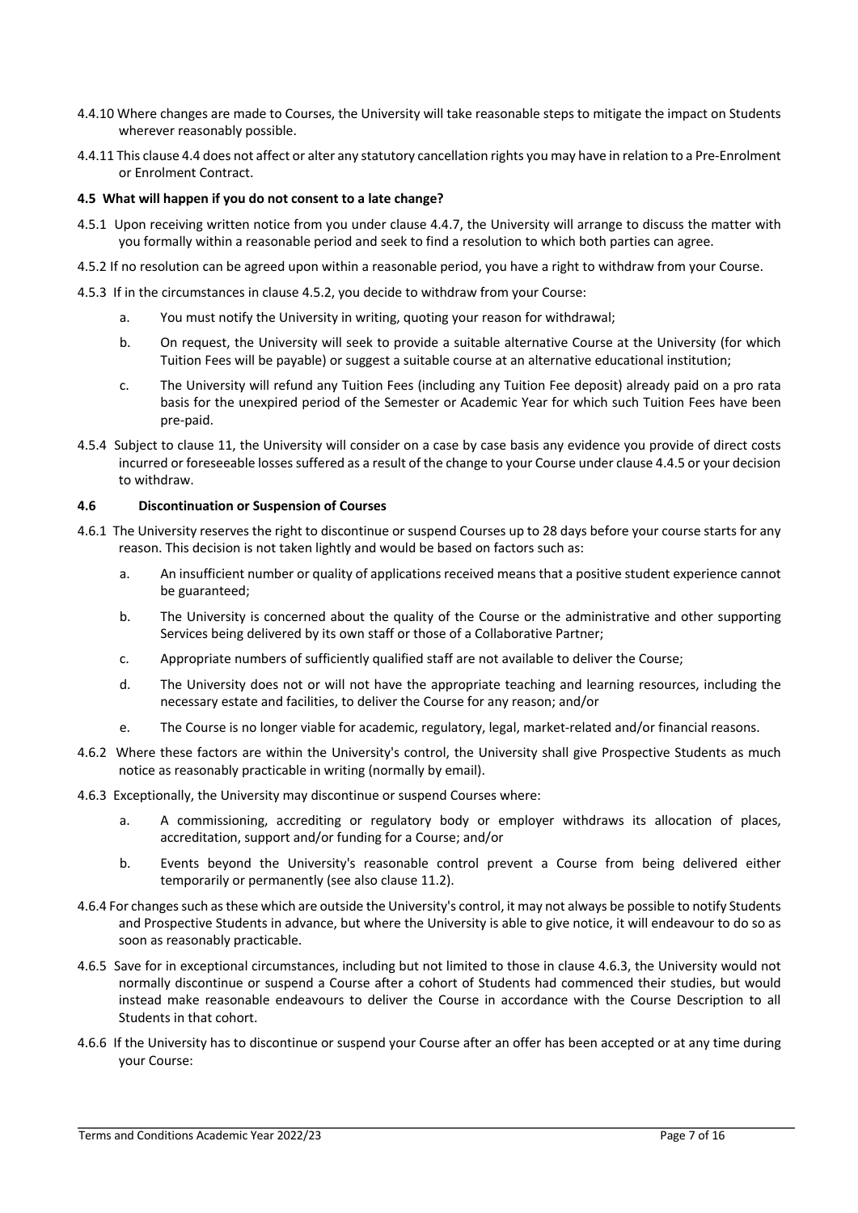4.4.10 Where changes are made to Courses, the University will take reasonable steps to mitigate the impact on Students wherever reasonably possible.

4.4.11 This clause 4.4 does not affect or alter any statutory cancellation rights you may have in relation to a Pre-Enrolment or Enrolment Contract.

#### 4.5 What will happen if you do not consent to a late change?

4.5.1 Upon receiving written notice from you under clause 4.4.7, the University will arrange to discuss the matter with you formally within a reasonable period and seek to find a resolution to which both parties can agree.

4.5.2 If no resolution can be agreed upon within a reasonable period, you have a right to withdraw from your Course.

4.5.3 If in the circumstances in clause 4.5.2, you decide to withdraw from your Course:

a. You must notify the University in writing, quoting your reason for withdrawal;

b. On request, the University will seek to provide a suitable alternative Course at the University (for which Tuition Fees will be payable) or suggest a suitable course at an alternative educational institution;

c. The University will refund any Tuition Fees (including any Tuition Fee deposit) already paid on a pro rata basis for the unexpired period of the Semester or Academic Year for which such Tuition Fees have been pre-paid.

4.5.4 Subject to clause 11, the University will consider on a case by case basis any evidence you provide of direct costs incurred or foreseeable losses suffered as a result of the change to your Course under clause 4.4.5 or your decision to withdraw.

#### 4.6 Discontinuation or Suspension of Courses

4.6.1 The University reserves the right to discontinue or suspend Courses up to 28 days before your course starts for any reason. This decision is not taken lightly and would be based on factors such as:

a. An insufficient number or quality of applications received means that a positive student experience cannot be guaranteed;

b. The University is concerned about the quality of the Course or the administrative and other supporting Services being delivered by its own staff or those of a Collaborative Partner;

c. Appropriate numbers of sufficiently qualified staff are not available to deliver the Course;

d. The University does not or will not have the appropriate teaching and learning resources, including the necessary estate and facilities, to deliver the Course for any reason; and/or

e. The Course is no longer viable for academic, regulatory, legal, market-related and/or financial reasons.

4.6.2 Where these factors are within the University's control, the University shall give Prospective Students as much notice as reasonably practicable in writing (normally by email).

4.6.3 Exceptionally, the University may discontinue or suspend Courses where:

a. A commissioning, accrediting or regulatory body or employer withdraws its allocation of places, accreditation, support and/or funding for a Course; and/or

b. Events beyond the University's reasonable control prevent a Course from being delivered either temporarily or permanently (see also clause 11.2).

4.6.4 For changes such as these which are outside the University's control, it may not always be possible to notify Students and Prospective Students in advance, but where the University is able to give notice, it will endeavour to do so as soon as reasonably practicable.

4.6.5 Save for in exceptional circumstances, including but not limited to those in clause 4.6.3, the University would not normally discontinue or suspend a Course after a cohort of Students had commenced their studies, but would instead make reasonable endeavours to deliver the Course in accordance with the Course Description to all Students in that cohort.

4.6.6 If the University has to discontinue or suspend your Course after an offer has been accepted or at any time during your Course: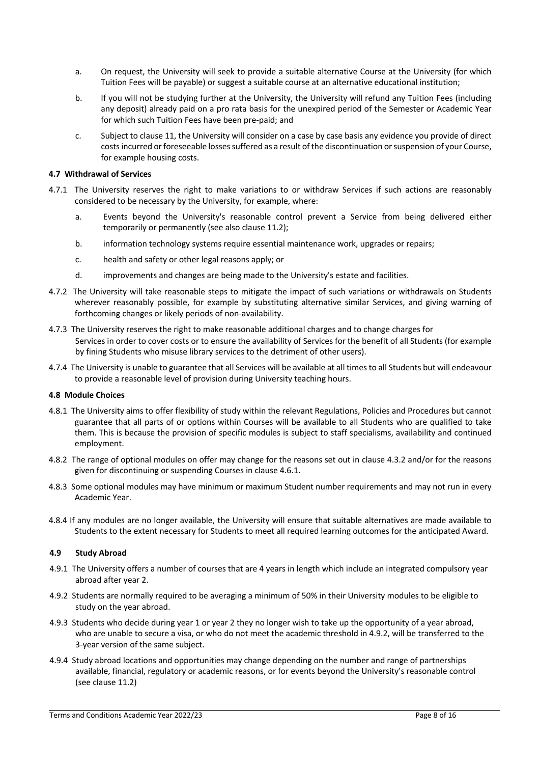a. On request, the University will seek to provide a suitable alternative Course at the University (for which Tuition Fees will be payable) or suggest a suitable course at an alternative educational institution;

b. If you will not be studying further at the University, the University will refund any Tuition Fees (including any deposit) already paid on a pro rata basis for the unexpired period of the Semester or Academic Year for which such Tuition Fees have been pre-paid; and

c. Subject to clause 11, the University will consider on a case by case basis any evidence you provide of direct costs incurred or foreseeable losses suffered as a result of the discontinuation or suspension of your Course, for example housing costs.

**4.7 Withdrawal of Services**

4.7.1 The University reserves the right to make variations to or withdraw Services if such actions are reasonably considered to be necessary by the University, for example, where:

a. Events beyond the University's reasonable control prevent a Service from being delivered either temporarily or permanently (see also clause 11.2);

b. information technology systems require essential maintenance work, upgrades or repairs;

c. health and safety or other legal reasons apply; or

d. improvements and changes are being made to the University's estate and facilities.

4.7.2 The University will take reasonable steps to mitigate the impact of such variations or withdrawals on Students wherever reasonably possible, for example by substituting alternative similar Services, and giving warning of forthcoming changes or likely periods of non-availability.

4.7.3 The University reserves the right to make reasonable additional charges and to change charges for Services in order to cover costs or to ensure the availability of Services for the benefit of all Students (for example by fining Students who misuse library services to the detriment of other users).

4.7.4 The University is unable to guarantee that all Services will be available at all times to all Students but will endeavour to provide a reasonable level of provision during University teaching hours.

**4.8 Module Choices**

4.8.1 The University aims to offer flexibility of study within the relevant Regulations, Policies and Procedures but cannot guarantee that all parts of or options within Courses will be available to all Students who are qualified to take them. This is because the provision of specific modules is subject to staff specialisms, availability and continued employment.

4.8.2 The range of optional modules on offer may change for the reasons set out in clause 4.3.2 and/or for the reasons given for discontinuing or suspending Courses in clause 4.6.1.

4.8.3 Some optional modules may have minimum or maximum Student number requirements and may not run in every Academic Year.

4.8.4 If any modules are no longer available, the University will ensure that suitable alternatives are made available to Students to the extent necessary for Students to meet all required learning outcomes for the anticipated Award.

**4.9 Study Abroad**

4.9.1 The University offers a number of courses that are 4 years in length which include an integrated compulsory year abroad after year 2.

4.9.2 Students are normally required to be averaging a minimum of 50% in their University modules to be eligible to study on the year abroad.

4.9.3 Students who decide during year 1 or year 2 they no longer wish to take up the opportunity of a year abroad, who are unable to secure a visa, or who do not meet the academic threshold in 4.9.2, will be transferred to the 3-year version of the same subject.

4.9.4 Study abroad locations and opportunities may change depending on the number and range of partnerships available, financial, regulatory or academic reasons, or for events beyond the University's reasonable control (see clause 11.2)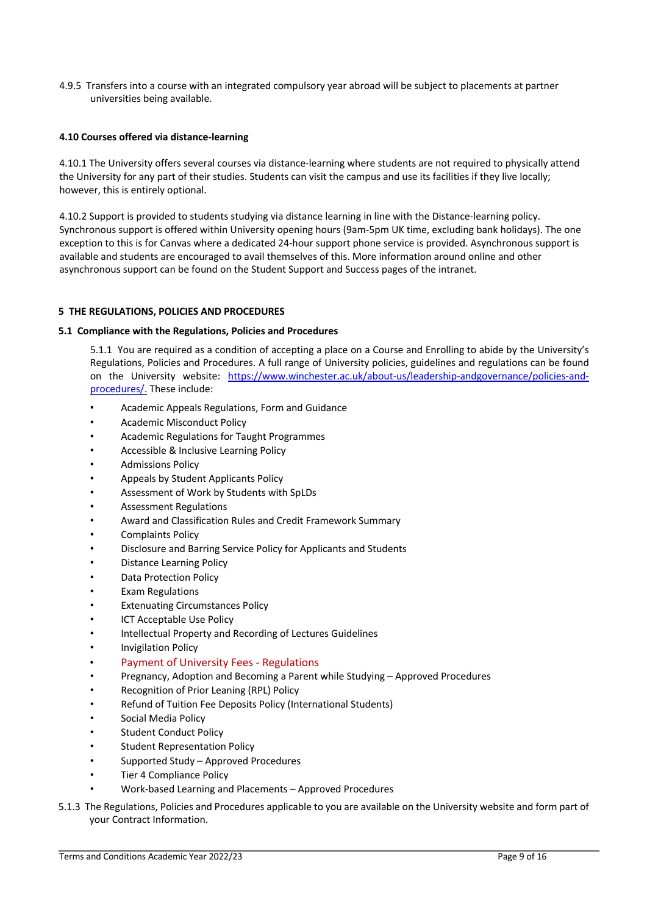4.9.5 Transfers into a course with an integrated compulsory year abroad will be subject to placements at partner universities being available.

**4.10 Courses offered via distance-learning**

4.10.1 The University offers several courses via distance-learning where students are not required to physically attend the University for any part of their studies. Students can visit the campus and use its facilities if they live locally; however, this is entirely optional.

4.10.2 Support is provided to students studying via distance learning in line with the Distance-learning policy. Synchronous support is offered within University opening hours (9am-5pm UK time, excluding bank holidays). The one exception to this is for Canvas where a dedicated 24-hour support phone service is provided. Asynchronous support is available and students are encouraged to avail themselves of this. More information around online and other asynchronous support can be found on the Student Support and Success pages of the intranet.

**5 THE REGULATIONS, POLICIES AND PROCEDURES**

**5.1 Compliance with the Regulations, Policies and Procedures**

5.1.1 You are required as a condition of accepting a place on a Course and Enrolling to abide by the University's Regulations, Policies and Procedures. A full range of University policies, guidelines and regulations can be found on the University website: https://www.winchester.ac.uk/about-us/leadership-andgovernance/policies-and-procedures/. These include:

- Academic Appeals Regulations, Form and Guidance
- Academic Misconduct Policy
- Academic Regulations for Taught Programmes
- Accessible & Inclusive Learning Policy
- Admissions Policy
- Appeals by Student Applicants Policy
- Assessment of Work by Students with SpLDs
- Assessment Regulations
- Award and Classification Rules and Credit Framework Summary
- Complaints Policy
- Disclosure and Barring Service Policy for Applicants and Students
- Distance Learning Policy
- Data Protection Policy
- Exam Regulations
- Extenuating Circumstances Policy
- ICT Acceptable Use Policy
- Intellectual Property and Recording of Lectures Guidelines
- Invigilation Policy
- Payment of University Fees - Regulations
- Pregnancy, Adoption and Becoming a Parent while Studying – Approved Procedures
- Recognition of Prior Leaning (RPL) Policy
- Refund of Tuition Fee Deposits Policy (International Students)
- Social Media Policy
- Student Conduct Policy
- Student Representation Policy
- Supported Study – Approved Procedures
- Tier 4 Compliance Policy
- Work-based Learning and Placements – Approved Procedures

5.1.3 The Regulations, Policies and Procedures applicable to you are available on the University website and form part of your Contract Information.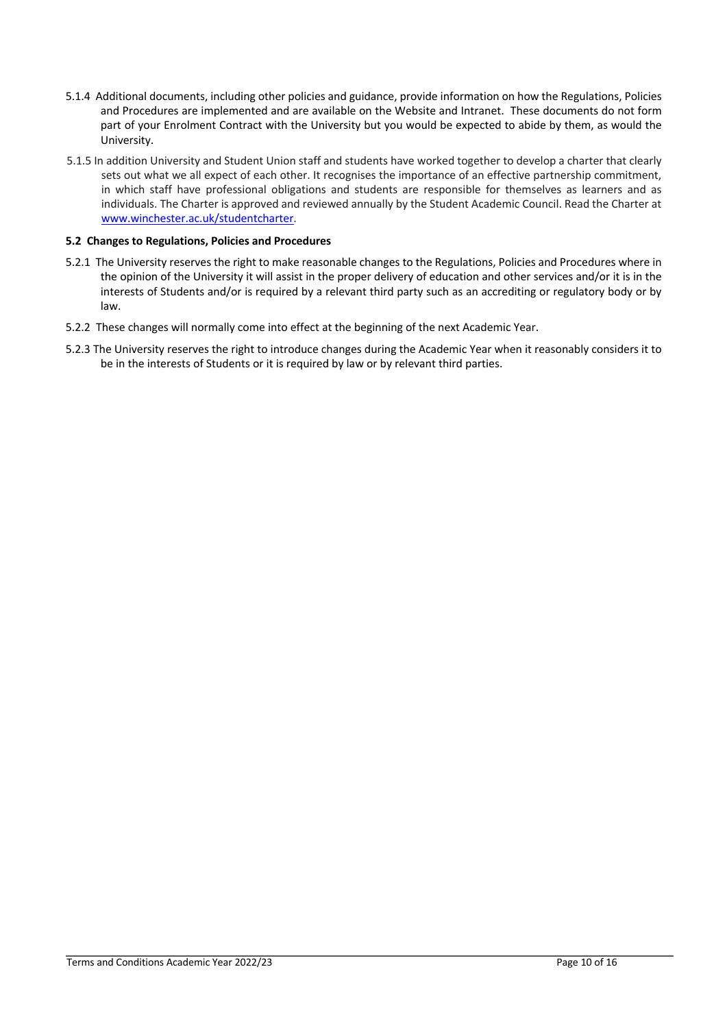5.1.4 Additional documents, including other policies and guidance, provide information on how the Regulations, Policies and Procedures are implemented and are available on the Website and Intranet. These documents do not form part of your Enrolment Contract with the University but you would be expected to abide by them, as would the University.

5.1.5 In addition University and Student Union staff and students have worked together to develop a charter that clearly sets out what we all expect of each other. It recognises the importance of an effective partnership commitment, in which staff have professional obligations and students are responsible for themselves as learners and as individuals. The Charter is approved and reviewed annually by the Student Academic Council. Read the Charter at [www.winchester.ac.uk/studentcharter](www.winchester.ac.uk/studentcharter).

**5.2 Changes to Regulations, Policies and Procedures**

5.2.1 The University reserves the right to make reasonable changes to the Regulations, Policies and Procedures where in the opinion of the University it will assist in the proper delivery of education and other services and/or it is in the interests of Students and/or is required by a relevant third party such as an accrediting or regulatory body or by law.

5.2.2 These changes will normally come into effect at the beginning of the next Academic Year.

5.2.3 The University reserves the right to introduce changes during the Academic Year when it reasonably considers it to be in the interests of Students or it is required by law or by relevant third parties.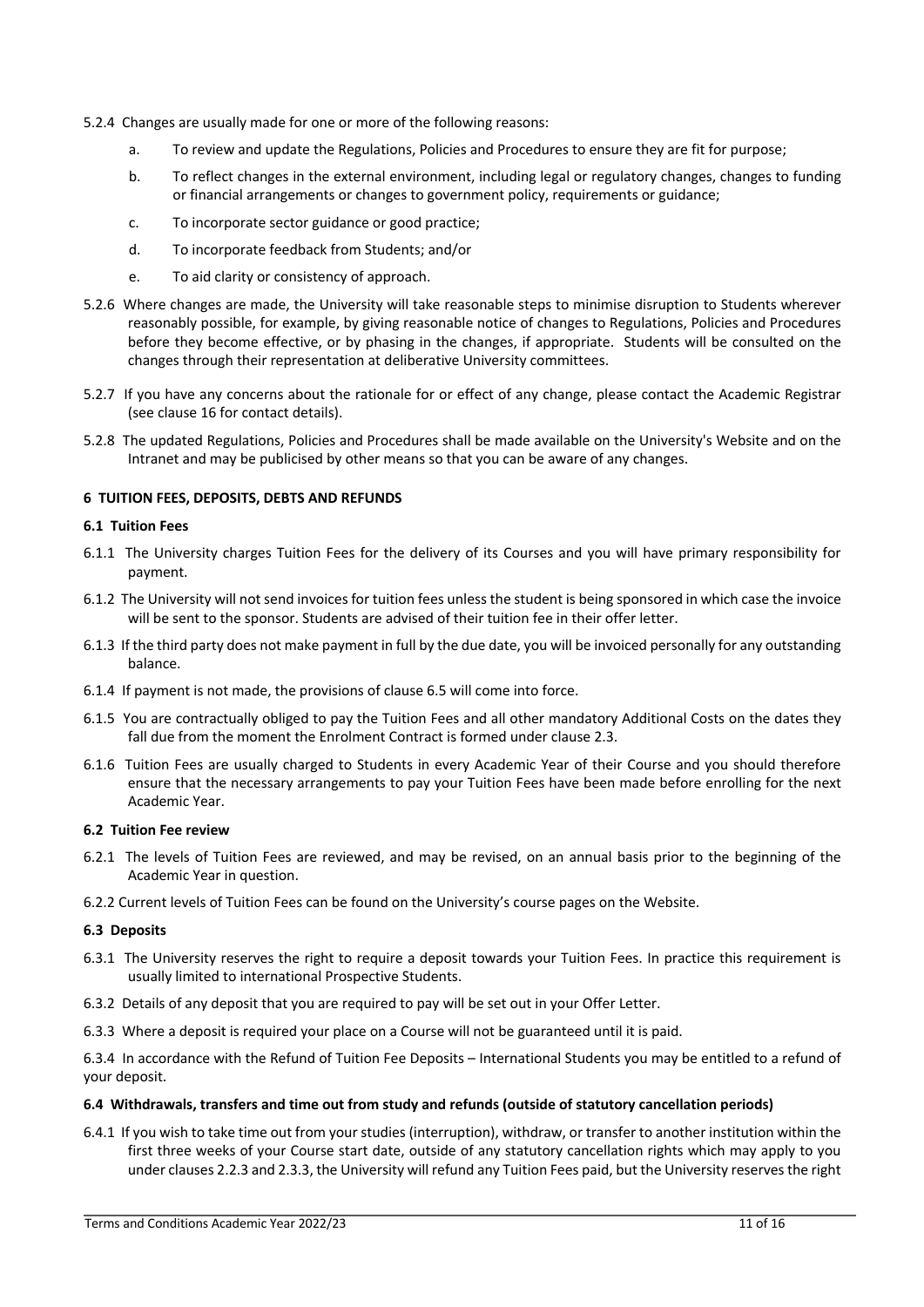5.2.4 Changes are usually made for one or more of the following reasons:

a. To review and update the Regulations, Policies and Procedures to ensure they are fit for purpose;

b. To reflect changes in the external environment, including legal or regulatory changes, changes to funding or financial arrangements or changes to government policy, requirements or guidance;

c. To incorporate sector guidance or good practice;

d. To incorporate feedback from Students; and/or

e. To aid clarity or consistency of approach.

5.2.6 Where changes are made, the University will take reasonable steps to minimise disruption to Students wherever reasonably possible, for example, by giving reasonable notice of changes to Regulations, Policies and Procedures before they become effective, or by phasing in the changes, if appropriate. Students will be consulted on the changes through their representation at deliberative University committees.

5.2.7 If you have any concerns about the rationale for or effect of any change, please contact the Academic Registrar (see clause 16 for contact details).

5.2.8 The updated Regulations, Policies and Procedures shall be made available on the University's Website and on the Intranet and may be publicised by other means so that you can be aware of any changes.

## 6 TUITION FEES, DEPOSITS, DEBTS AND REFUNDS

### 6.1 Tuition Fees

6.1.1 The University charges Tuition Fees for the delivery of its Courses and you will have primary responsibility for payment.

6.1.2 The University will not send invoices for tuition fees unless the student is being sponsored in which case the invoice will be sent to the sponsor. Students are advised of their tuition fee in their offer letter.

6.1.3 If the third party does not make payment in full by the due date, you will be invoiced personally for any outstanding balance.

6.1.4 If payment is not made, the provisions of clause 6.5 will come into force.

6.1.5 You are contractually obliged to pay the Tuition Fees and all other mandatory Additional Costs on the dates they fall due from the moment the Enrolment Contract is formed under clause 2.3.

6.1.6 Tuition Fees are usually charged to Students in every Academic Year of their Course and you should therefore ensure that the necessary arrangements to pay your Tuition Fees have been made before enrolling for the next Academic Year.

### 6.2 Tuition Fee review

6.2.1 The levels of Tuition Fees are reviewed, and may be revised, on an annual basis prior to the beginning of the Academic Year in question.

6.2.2 Current levels of Tuition Fees can be found on the University's course pages on the Website.

### 6.3 Deposits

6.3.1 The University reserves the right to require a deposit towards your Tuition Fees. In practice this requirement is usually limited to international Prospective Students.

6.3.2 Details of any deposit that you are required to pay will be set out in your Offer Letter.

6.3.3 Where a deposit is required your place on a Course will not be guaranteed until it is paid.

6.3.4 In accordance with the Refund of Tuition Fee Deposits – International Students you may be entitled to a refund of your deposit.

### 6.4 Withdrawals, transfers and time out from study and refunds (outside of statutory cancellation periods)

6.4.1 If you wish to take time out from your studies (interruption), withdraw, or transfer to another institution within the first three weeks of your Course start date, outside of any statutory cancellation rights which may apply to you under clauses 2.2.3 and 2.3.3, the University will refund any Tuition Fees paid, but the University reserves the right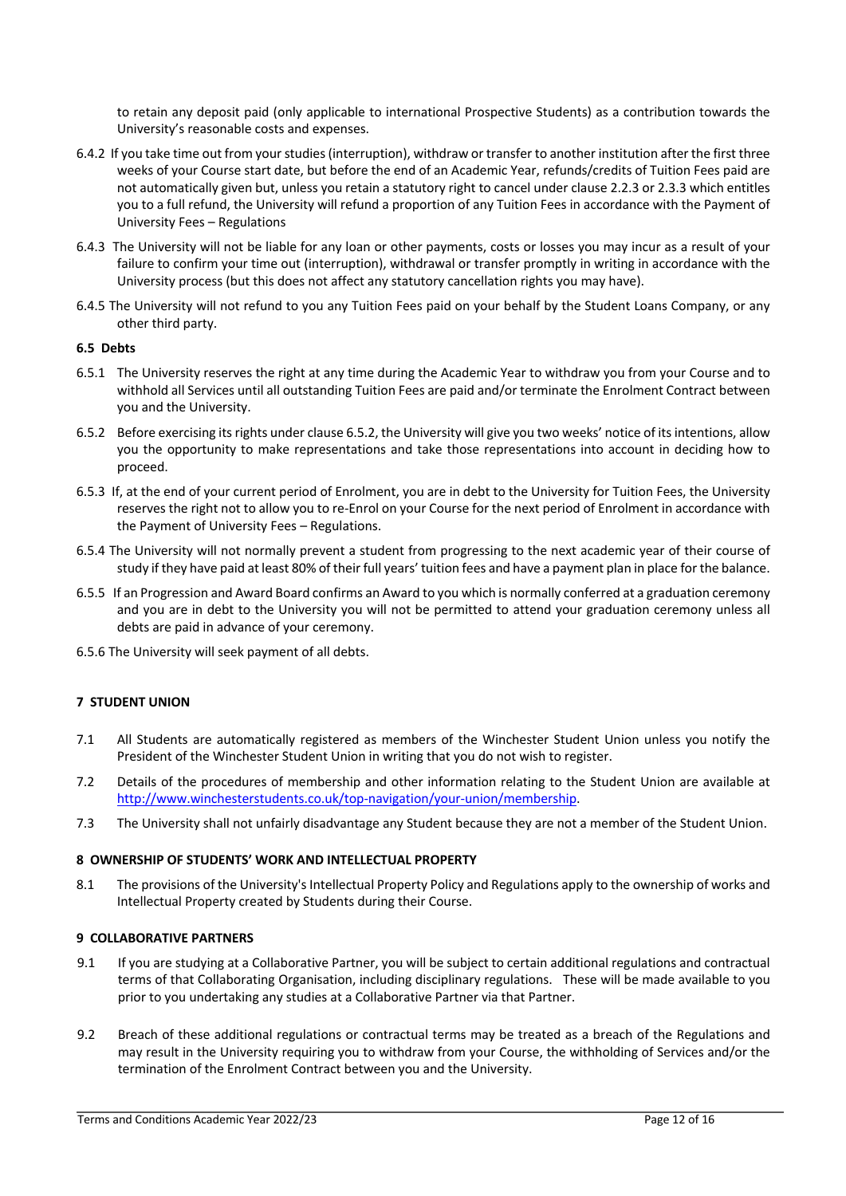to retain any deposit paid (only applicable to international Prospective Students) as a contribution towards the University's reasonable costs and expenses.

6.4.2 If you take time out from your studies (interruption), withdraw or transfer to another institution after the first three weeks of your Course start date, but before the end of an Academic Year, refunds/credits of Tuition Fees paid are not automatically given but, unless you retain a statutory right to cancel under clause 2.2.3 or 2.3.3 which entitles you to a full refund, the University will refund a proportion of any Tuition Fees in accordance with the Payment of University Fees – Regulations

6.4.3 The University will not be liable for any loan or other payments, costs or losses you may incur as a result of your failure to confirm your time out (interruption), withdrawal or transfer promptly in writing in accordance with the University process (but this does not affect any statutory cancellation rights you may have).

6.4.5 The University will not refund to you any Tuition Fees paid on your behalf by the Student Loans Company, or any other third party.

### 6.5 Debts

6.5.1 The University reserves the right at any time during the Academic Year to withdraw you from your Course and to withhold all Services until all outstanding Tuition Fees are paid and/or terminate the Enrolment Contract between you and the University.

6.5.2 Before exercising its rights under clause 6.5.2, the University will give you two weeks' notice of its intentions, allow you the opportunity to make representations and take those representations into account in deciding how to proceed.

6.5.3 If, at the end of your current period of Enrolment, you are in debt to the University for Tuition Fees, the University reserves the right not to allow you to re-Enrol on your Course for the next period of Enrolment in accordance with the Payment of University Fees – Regulations.

6.5.4 The University will not normally prevent a student from progressing to the next academic year of their course of study if they have paid at least 80% of their full years' tuition fees and have a payment plan in place for the balance.

6.5.5 If an Progression and Award Board confirms an Award to you which is normally conferred at a graduation ceremony and you are in debt to the University you will not be permitted to attend your graduation ceremony unless all debts are paid in advance of your ceremony.

6.5.6 The University will seek payment of all debts.

## 7 STUDENT UNION

7.1 All Students are automatically registered as members of the Winchester Student Union unless you notify the President of the Winchester Student Union in writing that you do not wish to register.

7.2 Details of the procedures of membership and other information relating to the Student Union are available at http://www.winchesterstudents.co.uk/top-navigation/your-union/membership.

7.3 The University shall not unfairly disadvantage any Student because they are not a member of the Student Union.

## 8 OWNERSHIP OF STUDENTS' WORK AND INTELLECTUAL PROPERTY

8.1 The provisions of the University's Intellectual Property Policy and Regulations apply to the ownership of works and Intellectual Property created by Students during their Course.

## 9 COLLABORATIVE PARTNERS

9.1 If you are studying at a Collaborative Partner, you will be subject to certain additional regulations and contractual terms of that Collaborating Organisation, including disciplinary regulations. These will be made available to you prior to you undertaking any studies at a Collaborative Partner via that Partner.

9.2 Breach of these additional regulations or contractual terms may be treated as a breach of the Regulations and may result in the University requiring you to withdraw from your Course, the withholding of Services and/or the termination of the Enrolment Contract between you and the University.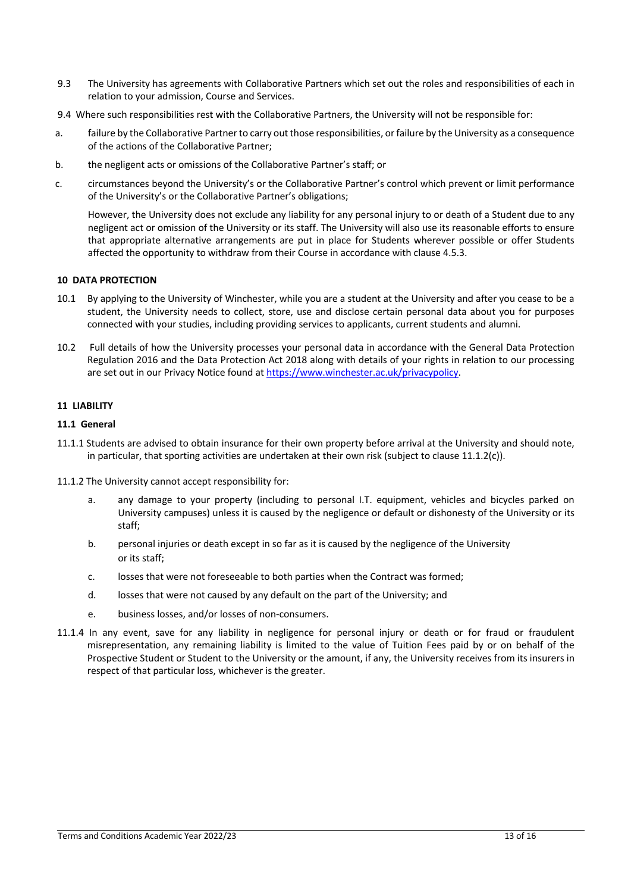9.3 The University has agreements with Collaborative Partners which set out the roles and responsibilities of each in relation to your admission, Course and Services.

9.4 Where such responsibilities rest with the Collaborative Partners, the University will not be responsible for:

a. failure by the Collaborative Partner to carry out those responsibilities, or failure by the University as a consequence of the actions of the Collaborative Partner;

b. the negligent acts or omissions of the Collaborative Partner's staff; or

c. circumstances beyond the University's or the Collaborative Partner's control which prevent or limit performance of the University's or the Collaborative Partner's obligations;

However, the University does not exclude any liability for any personal injury to or death of a Student due to any negligent act or omission of the University or its staff. The University will also use its reasonable efforts to ensure that appropriate alternative arrangements are put in place for Students wherever possible or offer Students affected the opportunity to withdraw from their Course in accordance with clause 4.5.3.

**10 DATA PROTECTION**

10.1 By applying to the University of Winchester, while you are a student at the University and after you cease to be a student, the University needs to collect, store, use and disclose certain personal data about you for purposes connected with your studies, including providing services to applicants, current students and alumni.

10.2 Full details of how the University processes your personal data in accordance with the General Data Protection Regulation 2016 and the Data Protection Act 2018 along with details of your rights in relation to our processing are set out in our Privacy Notice found at [https://www.winchester.ac.uk/privacypolicy](https://www.winchester.ac.uk/privacypolicy).

**11 LIABILITY**

**11.1 General**

11.1.1 Students are advised to obtain insurance for their own property before arrival at the University and should note, in particular, that sporting activities are undertaken at their own risk (subject to clause 11.1.2(c)).

11.1.2 The University cannot accept responsibility for:

a. any damage to your property (including to personal I.T. equipment, vehicles and bicycles parked on University campuses) unless it is caused by the negligence or default or dishonesty of the University or its staff;

b. personal injuries or death except in so far as it is caused by the negligence of the University or its staff;

c. losses that were not foreseeable to both parties when the Contract was formed;

d. losses that were not caused by any default on the part of the University; and

e. business losses, and/or losses of non-consumers.

11.1.4 In any event, save for any liability in negligence for personal injury or death or for fraud or fraudulent misrepresentation, any remaining liability is limited to the value of Tuition Fees paid by or on behalf of the Prospective Student or Student to the University or the amount, if any, the University receives from its insurers in respect of that particular loss, whichever is the greater.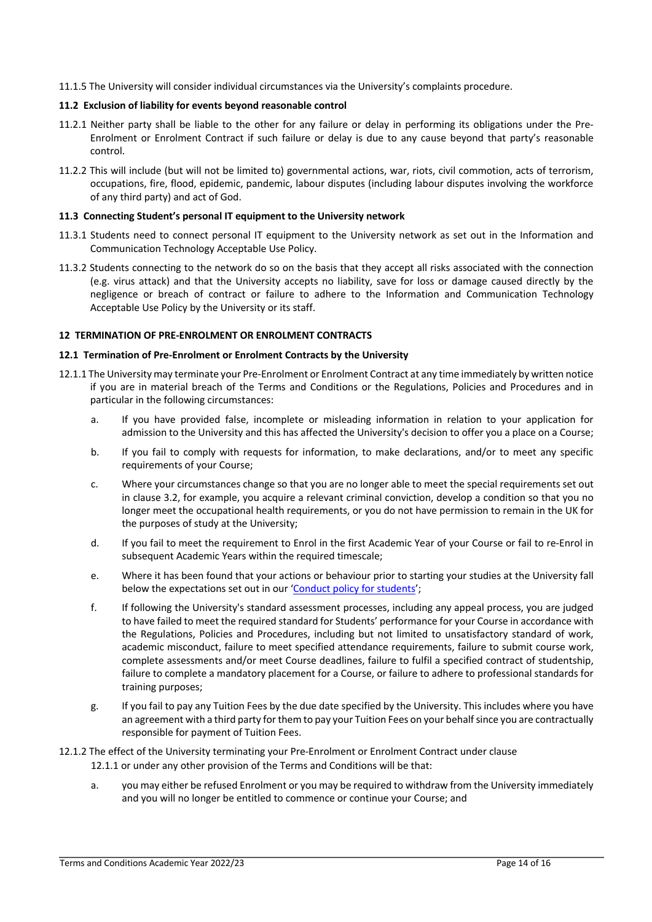11.1.5 The University will consider individual circumstances via the University's complaints procedure.

### 11.2 Exclusion of liability for events beyond reasonable control

11.2.1 Neither party shall be liable to the other for any failure or delay in performing its obligations under the Pre-Enrolment or Enrolment Contract if such failure or delay is due to any cause beyond that party's reasonable control.

11.2.2 This will include (but will not be limited to) governmental actions, war, riots, civil commotion, acts of terrorism, occupations, fire, flood, epidemic, pandemic, labour disputes (including labour disputes involving the workforce of any third party) and act of God.

### 11.3 Connecting Student's personal IT equipment to the University network

11.3.1 Students need to connect personal IT equipment to the University network as set out in the Information and Communication Technology Acceptable Use Policy.

11.3.2 Students connecting to the network do so on the basis that they accept all risks associated with the connection (e.g. virus attack) and that the University accepts no liability, save for loss or damage caused directly by the negligence or breach of contract or failure to adhere to the Information and Communication Technology Acceptable Use Policy by the University or its staff.

## 12 TERMINATION OF PRE-ENROLMENT OR ENROLMENT CONTRACTS

### 12.1 Termination of Pre-Enrolment or Enrolment Contracts by the University

12.1.1 The University may terminate your Pre-Enrolment or Enrolment Contract at any time immediately by written notice if you are in material breach of the Terms and Conditions or the Regulations, Policies and Procedures and in particular in the following circumstances:

a. If you have provided false, incomplete or misleading information in relation to your application for admission to the University and this has affected the University's decision to offer you a place on a Course;

b. If you fail to comply with requests for information, to make declarations, and/or to meet any specific requirements of your Course;

c. Where your circumstances change so that you are no longer able to meet the special requirements set out in clause 3.2, for example, you acquire a relevant criminal conviction, develop a condition so that you no longer meet the occupational health requirements, or you do not have permission to remain in the UK for the purposes of study at the University;

d. If you fail to meet the requirement to Enrol in the first Academic Year of your Course or fail to re-Enrol in subsequent Academic Years within the required timescale;

e. Where it has been found that your actions or behaviour prior to starting your studies at the University fall below the expectations set out in our 'Conduct policy for students';

f. If following the University's standard assessment processes, including any appeal process, you are judged to have failed to meet the required standard for Students' performance for your Course in accordance with the Regulations, Policies and Procedures, including but not limited to unsatisfactory standard of work, academic misconduct, failure to meet specified attendance requirements, failure to submit course work, complete assessments and/or meet Course deadlines, failure to fulfil a specified contract of studentship, failure to complete a mandatory placement for a Course, or failure to adhere to professional standards for training purposes;

g. If you fail to pay any Tuition Fees by the due date specified by the University. This includes where you have an agreement with a third party for them to pay your Tuition Fees on your behalf since you are contractually responsible for payment of Tuition Fees.

12.1.2 The effect of the University terminating your Pre-Enrolment or Enrolment Contract under clause 12.1.1 or under any other provision of the Terms and Conditions will be that:

a. you may either be refused Enrolment or you may be required to withdraw from the University immediately and you will no longer be entitled to commence or continue your Course; and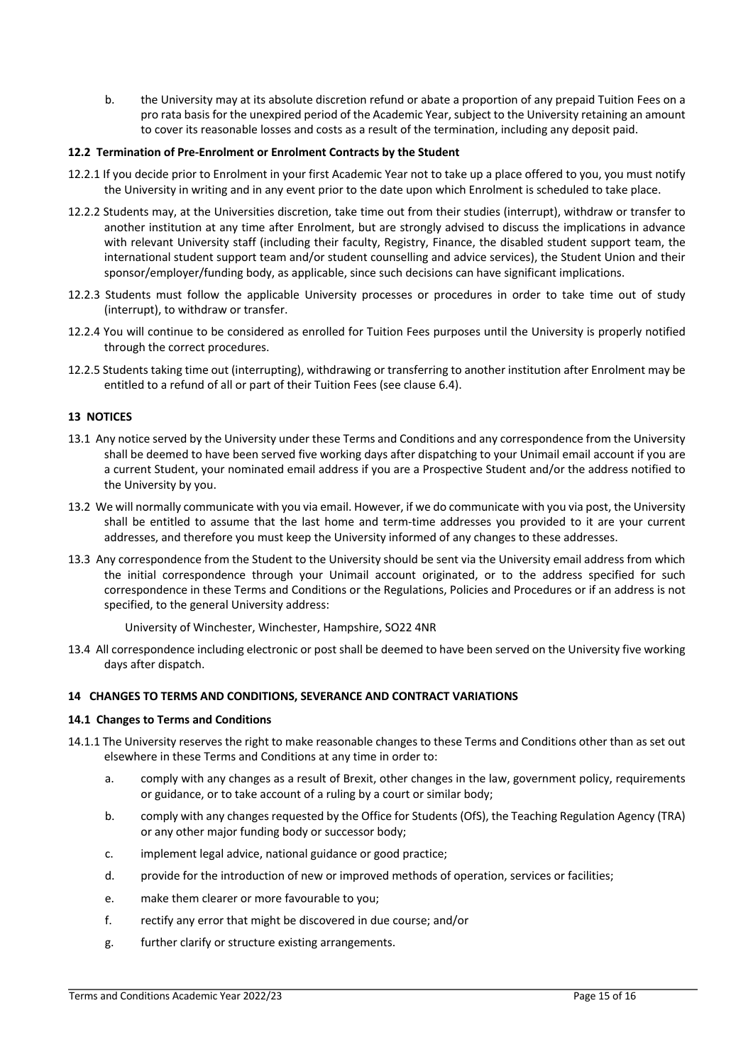b. the University may at its absolute discretion refund or abate a proportion of any prepaid Tuition Fees on a pro rata basis for the unexpired period of the Academic Year, subject to the University retaining an amount to cover its reasonable losses and costs as a result of the termination, including any deposit paid.

### 12.2 Termination of Pre-Enrolment or Enrolment Contracts by the Student

12.2.1 If you decide prior to Enrolment in your first Academic Year not to take up a place offered to you, you must notify the University in writing and in any event prior to the date upon which Enrolment is scheduled to take place.

12.2.2 Students may, at the Universities discretion, take time out from their studies (interrupt), withdraw or transfer to another institution at any time after Enrolment, but are strongly advised to discuss the implications in advance with relevant University staff (including their faculty, Registry, Finance, the disabled student support team, the international student support team and/or student counselling and advice services), the Student Union and their sponsor/employer/funding body, as applicable, since such decisions can have significant implications.

12.2.3 Students must follow the applicable University processes or procedures in order to take time out of study (interrupt), to withdraw or transfer.

12.2.4 You will continue to be considered as enrolled for Tuition Fees purposes until the University is properly notified through the correct procedures.

12.2.5 Students taking time out (interrupting), withdrawing or transferring to another institution after Enrolment may be entitled to a refund of all or part of their Tuition Fees (see clause 6.4).

## 13 NOTICES

13.1 Any notice served by the University under these Terms and Conditions and any correspondence from the University shall be deemed to have been served five working days after dispatching to your Unimail email account if you are a current Student, your nominated email address if you are a Prospective Student and/or the address notified to the University by you.

13.2 We will normally communicate with you via email. However, if we do communicate with you via post, the University shall be entitled to assume that the last home and term-time addresses you provided to it are your current addresses, and therefore you must keep the University informed of any changes to these addresses.

13.3 Any correspondence from the Student to the University should be sent via the University email address from which the initial correspondence through your Unimail account originated, or to the address specified for such correspondence in these Terms and Conditions or the Regulations, Policies and Procedures or if an address is not specified, to the general University address:

University of Winchester, Winchester, Hampshire, SO22 4NR

13.4 All correspondence including electronic or post shall be deemed to have been served on the University five working days after dispatch.

## 14 CHANGES TO TERMS AND CONDITIONS, SEVERANCE AND CONTRACT VARIATIONS

### 14.1 Changes to Terms and Conditions

14.1.1 The University reserves the right to make reasonable changes to these Terms and Conditions other than as set out elsewhere in these Terms and Conditions at any time in order to:

a. comply with any changes as a result of Brexit, other changes in the law, government policy, requirements or guidance, or to take account of a ruling by a court or similar body;

b. comply with any changes requested by the Office for Students (OfS), the Teaching Regulation Agency (TRA) or any other major funding body or successor body;

c. implement legal advice, national guidance or good practice;

d. provide for the introduction of new or improved methods of operation, services or facilities;

e. make them clearer or more favourable to you;

f. rectify any error that might be discovered in due course; and/or

g. further clarify or structure existing arrangements.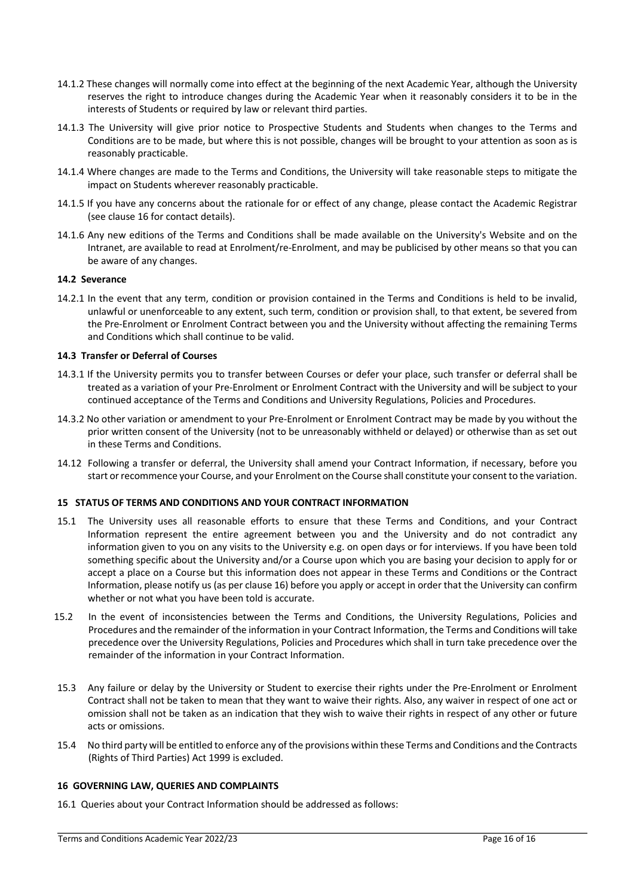14.1.2 These changes will normally come into effect at the beginning of the next Academic Year, although the University reserves the right to introduce changes during the Academic Year when it reasonably considers it to be in the interests of Students or required by law or relevant third parties.

14.1.3 The University will give prior notice to Prospective Students and Students when changes to the Terms and Conditions are to be made, but where this is not possible, changes will be brought to your attention as soon as is reasonably practicable.

14.1.4 Where changes are made to the Terms and Conditions, the University will take reasonable steps to mitigate the impact on Students wherever reasonably practicable.

14.1.5 If you have any concerns about the rationale for or effect of any change, please contact the Academic Registrar (see clause 16 for contact details).

14.1.6 Any new editions of the Terms and Conditions shall be made available on the University's Website and on the Intranet, are available to read at Enrolment/re-Enrolment, and may be publicised by other means so that you can be aware of any changes.

### 14.2 Severance

14.2.1 In the event that any term, condition or provision contained in the Terms and Conditions is held to be invalid, unlawful or unenforceable to any extent, such term, condition or provision shall, to that extent, be severed from the Pre-Enrolment or Enrolment Contract between you and the University without affecting the remaining Terms and Conditions which shall continue to be valid.

### 14.3 Transfer or Deferral of Courses

14.3.1 If the University permits you to transfer between Courses or defer your place, such transfer or deferral shall be treated as a variation of your Pre-Enrolment or Enrolment Contract with the University and will be subject to your continued acceptance of the Terms and Conditions and University Regulations, Policies and Procedures.

14.3.2 No other variation or amendment to your Pre-Enrolment or Enrolment Contract may be made by you without the prior written consent of the University (not to be unreasonably withheld or delayed) or otherwise than as set out in these Terms and Conditions.

14.12 Following a transfer or deferral, the University shall amend your Contract Information, if necessary, before you start or recommence your Course, and your Enrolment on the Course shall constitute your consent to the variation.

## 15 STATUS OF TERMS AND CONDITIONS AND YOUR CONTRACT INFORMATION

15.1 The University uses all reasonable efforts to ensure that these Terms and Conditions, and your Contract Information represent the entire agreement between you and the University and do not contradict any information given to you on any visits to the University e.g. on open days or for interviews. If you have been told something specific about the University and/or a Course upon which you are basing your decision to apply for or accept a place on a Course but this information does not appear in these Terms and Conditions or the Contract Information, please notify us (as per clause 16) before you apply or accept in order that the University can confirm whether or not what you have been told is accurate.

15.2 In the event of inconsistencies between the Terms and Conditions, the University Regulations, Policies and Procedures and the remainder of the information in your Contract Information, the Terms and Conditions will take precedence over the University Regulations, Policies and Procedures which shall in turn take precedence over the remainder of the information in your Contract Information.

15.3 Any failure or delay by the University or Student to exercise their rights under the Pre-Enrolment or Enrolment Contract shall not be taken to mean that they want to waive their rights. Also, any waiver in respect of one act or omission shall not be taken as an indication that they wish to waive their rights in respect of any other or future acts or omissions.

15.4 No third party will be entitled to enforce any of the provisions within these Terms and Conditions and the Contracts (Rights of Third Parties) Act 1999 is excluded.

## 16 GOVERNING LAW, QUERIES AND COMPLAINTS

16.1 Queries about your Contract Information should be addressed as follows: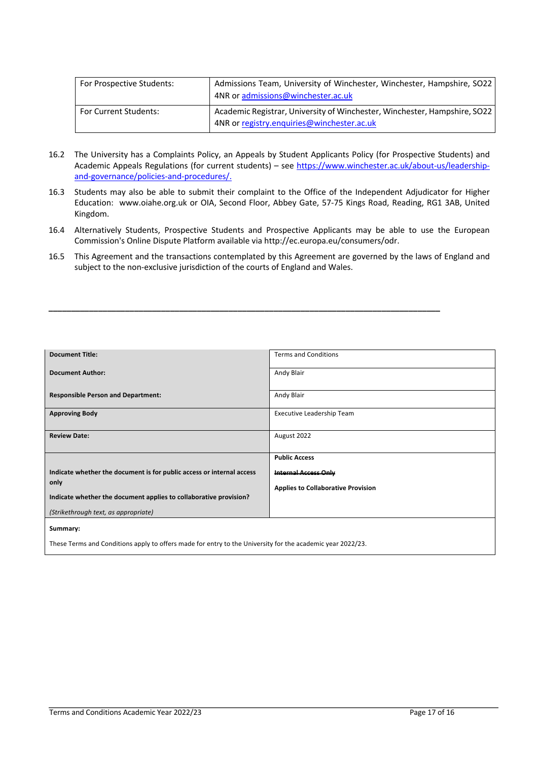| | |
|---|---|
| For Prospective Students: | Admissions Team, University of Winchester, Winchester, Hampshire, SO22 4NR or admissions@winchester.ac.uk |
| For Current Students: | Academic Registrar, University of Winchester, Winchester, Hampshire, SO22 4NR or registry.enquiries@winchester.ac.uk |

16.2 The University has a Complaints Policy, an Appeals by Student Applicants Policy (for Prospective Students) and Academic Appeals Regulations (for current students) – see https://www.winchester.ac.uk/about-us/leadership-and-governance/policies-and-procedures/.

16.3 Students may also be able to submit their complaint to the Office of the Independent Adjudicator for Higher Education: www.oiahe.org.uk or OIA, Second Floor, Abbey Gate, 57-75 Kings Road, Reading, RG1 3AB, United Kingdom.

16.4 Alternatively Students, Prospective Students and Prospective Applicants may be able to use the European Commission's Online Dispute Platform available via http://ec.europa.eu/consumers/odr.

16.5 This Agreement and the transactions contemplated by this Agreement are governed by the laws of England and subject to the non-exclusive jurisdiction of the courts of England and Wales.

---

| | |
|---|---|
| **Document Title:** | Terms and Conditions |
| **Document Author:** | Andy Blair |
| **Responsible Person and Department:** | Andy Blair |
| **Approving Body** | Executive Leadership Team |
| **Review Date:** | August 2022 |
| **Indicate whether the document is for public access or internal access only**<br>**Indicate whether the document applies to collaborative provision?**<br>*(Strikethrough text, as appropriate)* | **Public Access**<br>~~**Internal Access Only**~~<br>**Applies to Collaborative Provision** |
| **Summary:**<br>These Terms and Conditions apply to offers made for entry to the University for the academic year 2022/23. | |